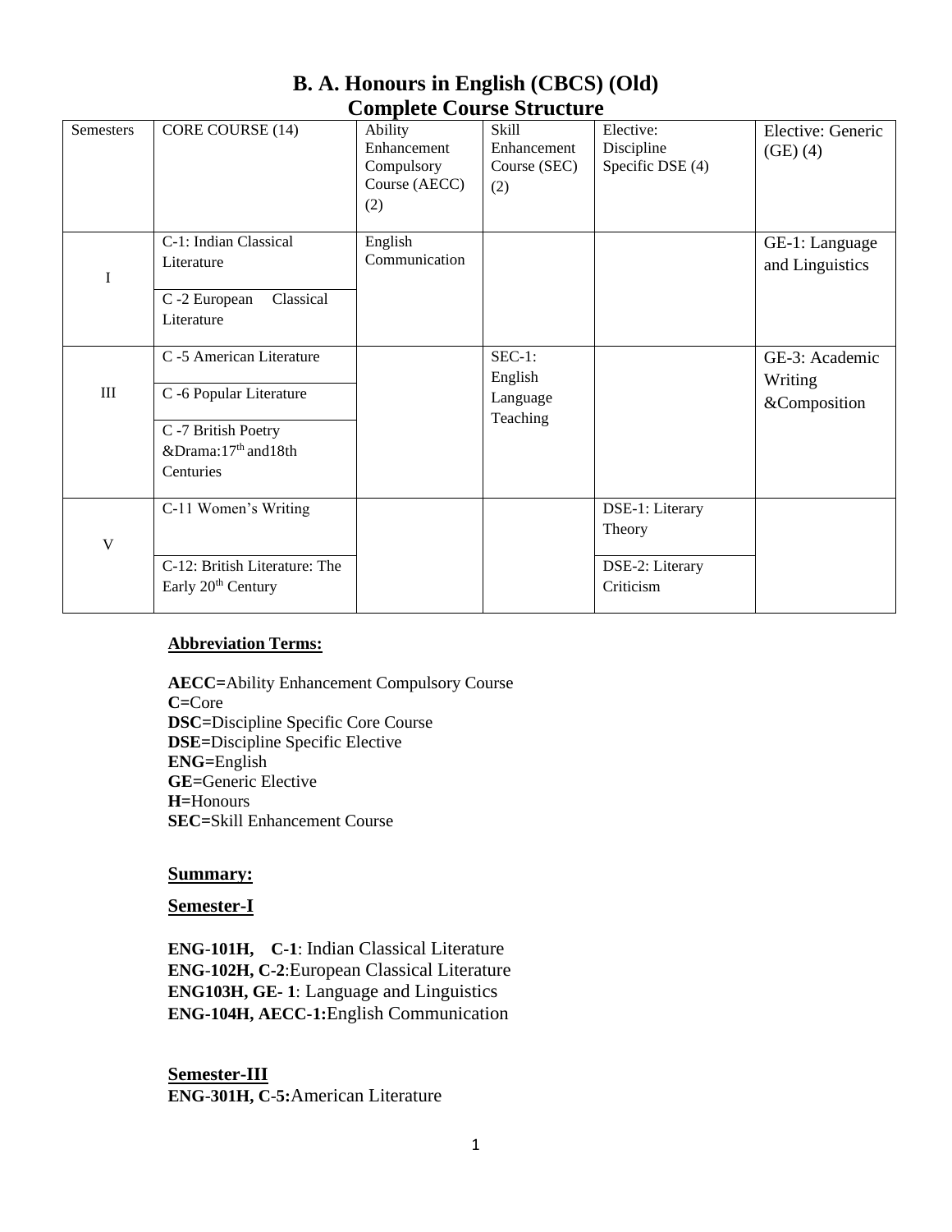# B. A. Honours in English (CBCS) (Old)
## Complete Course Structure

| Semesters | CORE COURSE (14) | Ability Enhancement Compulsory Course (AECC) (2) | Skill Enhancement Course (SEC) (2) | Elective: Discipline Specific DSE (4) | Elective: Generic (GE) (4) |
|---|---|---|---|---|---|
| I | C-1: Indian Classical Literature | English Communication | | | GE-1: Language and Linguistics |
| | C -2 European Classical Literature | | | | |
| III | C -5 American Literature | | SEC-1: English Language Teaching | | GE-3: Academic Writing &Composition |
| | C -6 Popular Literature | | | | |
| | C -7 British Poetry &Drama:17th and18th Centuries | | | | |
| V | C-11 Women's Writing | | | DSE-1: Literary Theory | |
| | C-12: British Literature: The Early 20th Century | | | DSE-2: Literary Criticism | |

**Abbreviation Terms:**

**AECC=**Ability Enhancement Compulsory Course
**C=**Core
**DSC=**Discipline Specific Core Course
**DSE=**Discipline Specific Elective
**ENG=**English
**GE=**Generic Elective
**H=**Honours
**SEC=**Skill Enhancement Course

**Summary:**

**Semester-I**

**ENG-101H, C-1**: Indian Classical Literature
**ENG-102H, C-2**:European Classical Literature
**ENG103H, GE- 1**: Language and Linguistics
**ENG-104H, AECC-1:**English Communication

**Semester-III**
**ENG-301H, C-5:**American Literature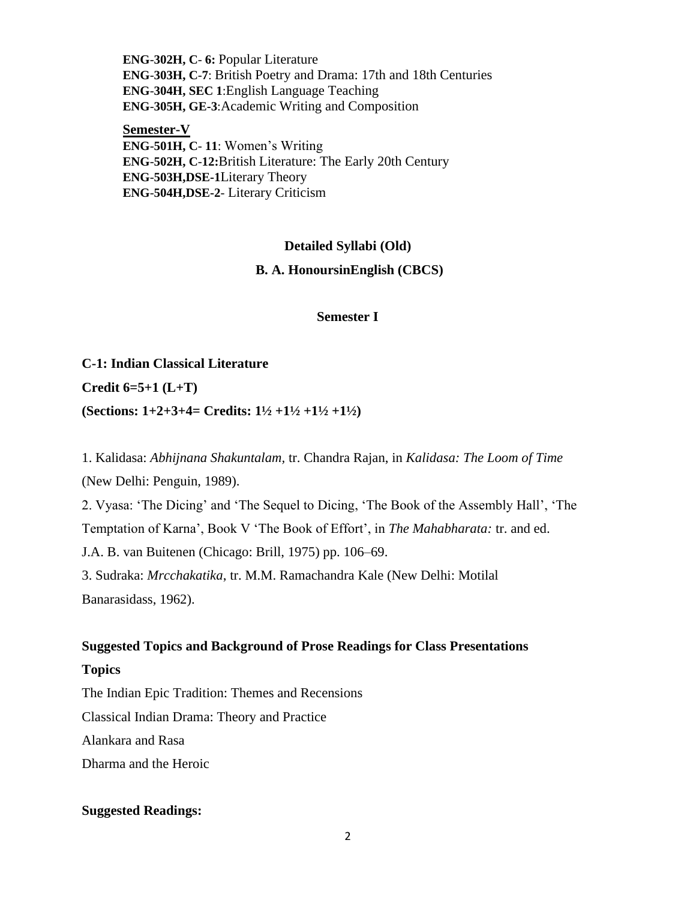**ENG-302H, C- 6:** Popular Literature
**ENG-303H, C-7**: British Poetry and Drama: 17th and 18th Centuries
**ENG-304H, SEC 1**:English Language Teaching
**ENG-305H, GE-3**:Academic Writing and Composition

**Semester-V**

**ENG-501H, C- 11**: Women's Writing
**ENG-502H, C-12:**British Literature: The Early 20th Century
**ENG-503H,DSE-1**Literary Theory
**ENG-504H,DSE-2**- Literary Criticism

## Detailed Syllabi (Old)

## B. A. HonoursinEnglish (CBCS)

### Semester I

**C-1: Indian Classical Literature**

**Credit 6=5+1 (L+T)**

**(Sections: 1+2+3+4= Credits: 1½ +1½ +1½ +1½)**

1. Kalidasa: *Abhijnana Shakuntalam,* tr. Chandra Rajan, in *Kalidasa: The Loom of Time* (New Delhi: Penguin, 1989).
2. Vyasa: 'The Dicing' and 'The Sequel to Dicing, 'The Book of the Assembly Hall', 'The Temptation of Karna', Book V 'The Book of Effort', in *The Mahabharata:* tr. and ed. J.A. B. van Buitenen (Chicago: Brill, 1975) pp. 106–69.
3. Sudraka: *Mrcchakatika*, tr. M.M. Ramachandra Kale (New Delhi: Motilal Banarasidass, 1962).

**Suggested Topics and Background of Prose Readings for Class Presentations**

**Topics**

The Indian Epic Tradition: Themes and Recensions

Classical Indian Drama: Theory and Practice

Alankara and Rasa

Dharma and the Heroic

**Suggested Readings:**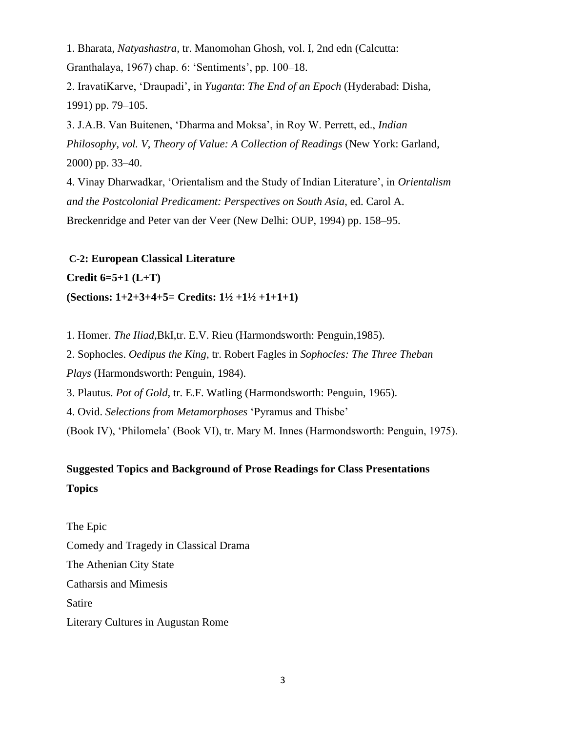1. Bharata, *Natyashastra*, tr. Manomohan Ghosh, vol. I, 2nd edn (Calcutta: Granthalaya, 1967) chap. 6: 'Sentiments', pp. 100–18.

2. IravatiKarve, 'Draupadi', in *Yuganta*: *The End of an Epoch* (Hyderabad: Disha, 1991) pp. 79–105.

3. J.A.B. Van Buitenen, 'Dharma and Moksa', in Roy W. Perrett, ed., *Indian Philosophy*, *vol. V*, *Theory of Value: A Collection of Readings* (New York: Garland, 2000) pp. 33–40.

4. Vinay Dharwadkar, 'Orientalism and the Study of Indian Literature', in *Orientalism and the Postcolonial Predicament: Perspectives on South Asia*, ed. Carol A. Breckenridge and Peter van der Veer (New Delhi: OUP, 1994) pp. 158–95.

**C-2: European Classical Literature**

**Credit 6=5+1 (L+T)**

**(Sections: 1+2+3+4+5= Credits: 1½ +1½ +1+1+1)**

1. Homer. *The Iliad*,BkI,tr. E.V. Rieu (Harmondsworth: Penguin,1985).
2. Sophocles. *Oedipus the King*, tr. Robert Fagles in *Sophocles: The Three Theban Plays* (Harmondsworth: Penguin, 1984).
3. Plautus. *Pot of Gold*, tr. E.F. Watling (Harmondsworth: Penguin, 1965).
4. Ovid. *Selections from Metamorphoses* 'Pyramus and Thisbe' (Book IV), 'Philomela' (Book VI), tr. Mary M. Innes (Harmondsworth: Penguin, 1975).

**Suggested Topics and Background of Prose Readings for Class Presentations**

**Topics**

The Epic

Comedy and Tragedy in Classical Drama

The Athenian City State

Catharsis and Mimesis

Satire

Literary Cultures in Augustan Rome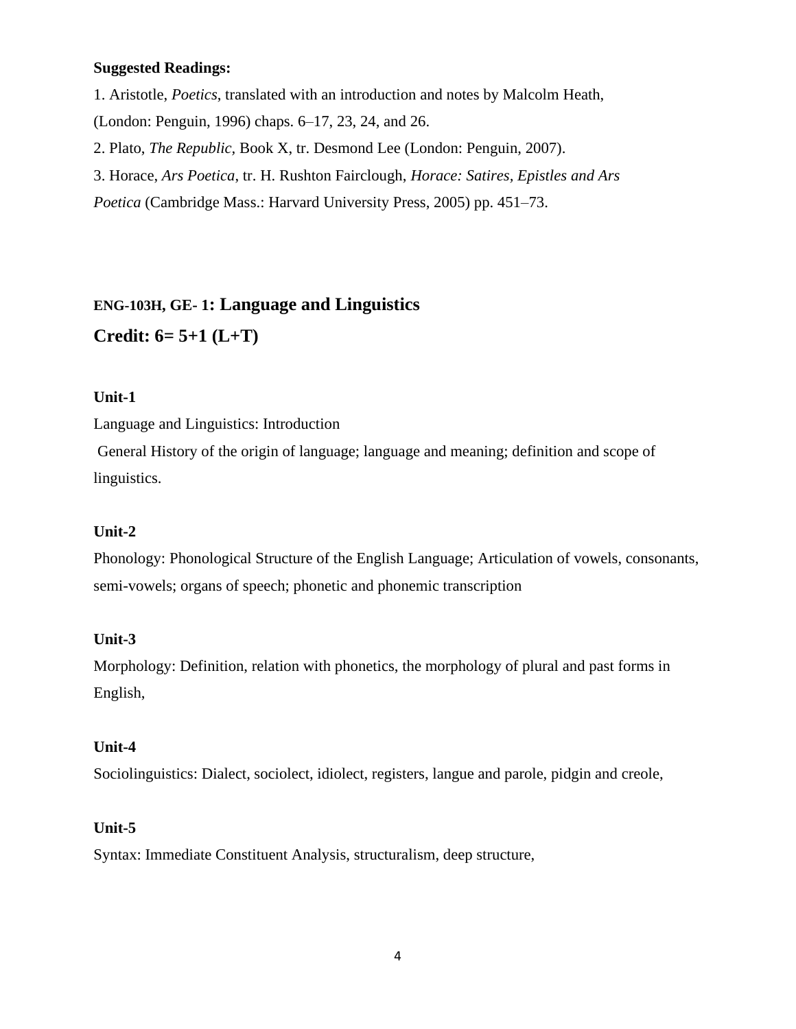**Suggested Readings:**

1. Aristotle, *Poetics*, translated with an introduction and notes by Malcolm Heath, (London: Penguin, 1996) chaps. 6–17, 23, 24, and 26.
2. Plato, *The Republic*, Book X, tr. Desmond Lee (London: Penguin, 2007).
3. Horace, *Ars Poetica*, tr. H. Rushton Fairclough, *Horace: Satires, Epistles and Ars Poetica* (Cambridge Mass.: Harvard University Press, 2005) pp. 451–73.

## ENG-103H, GE- 1: Language and Linguistics

## Credit: 6= 5+1 (L+T)

**Unit-1**

Language and Linguistics: Introduction

General History of the origin of language; language and meaning; definition and scope of linguistics.

**Unit-2**

Phonology: Phonological Structure of the English Language; Articulation of vowels, consonants, semi-vowels; organs of speech; phonetic and phonemic transcription

**Unit-3**

Morphology: Definition, relation with phonetics, the morphology of plural and past forms in English,

**Unit-4**

Sociolinguistics: Dialect, sociolect, idiolect, registers, langue and parole, pidgin and creole,

**Unit-5**

Syntax: Immediate Constituent Analysis, structuralism, deep structure,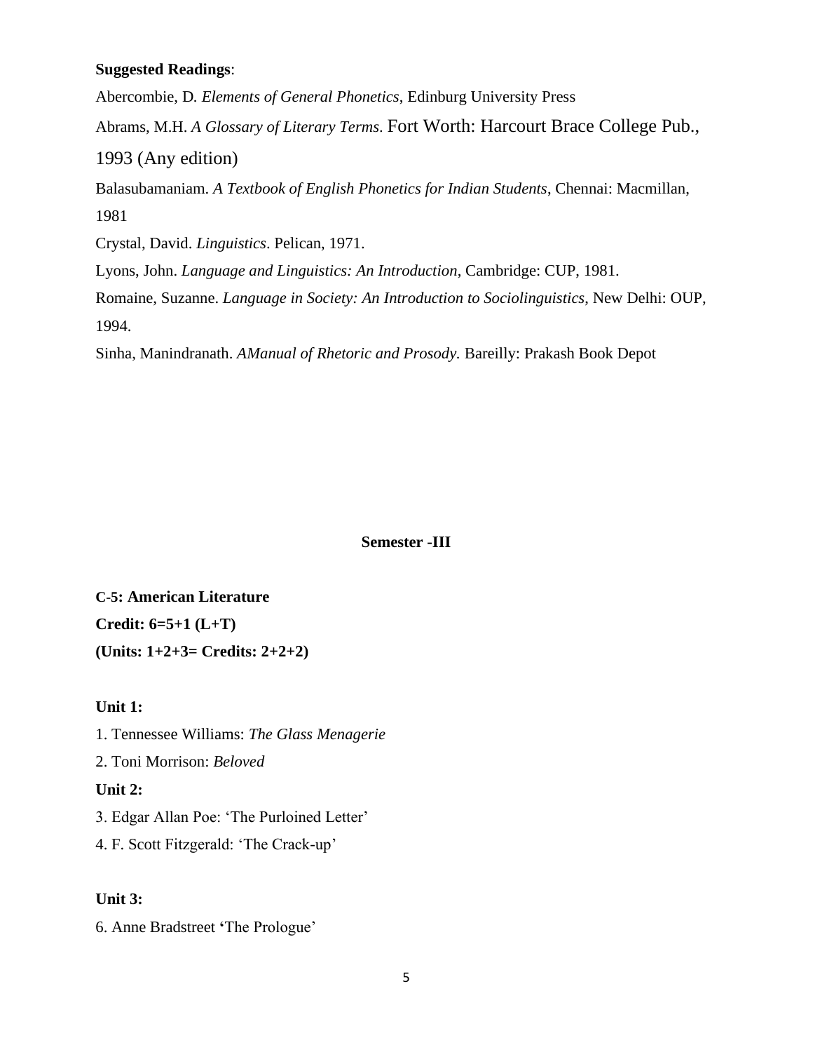**Suggested Readings**:

Abercombie, D. *Elements of General Phonetics*, Edinburg University Press

Abrams, M.H. *A Glossary of Literary Terms*. Fort Worth: Harcourt Brace College Pub., 1993 (Any edition)

Balasubamaniam. *A Textbook of English Phonetics for Indian Students*, Chennai: Macmillan, 1981

Crystal, David. *Linguistics*. Pelican, 1971.

Lyons, John. *Language and Linguistics: An Introduction*, Cambridge: CUP, 1981.

Romaine, Suzanne. *Language in Society: An Introduction to Sociolinguistics*, New Delhi: OUP, 1994.

Sinha, Manindranath. *AManual of Rhetoric and Prosody.* Bareilly: Prakash Book Depot

## Semester -III

**C-5: American Literature**

**Credit: 6=5+1 (L+T)**

**(Units: 1+2+3= Credits: 2+2+2)**

**Unit 1:**

1. Tennessee Williams: *The Glass Menagerie*
2. Toni Morrison: *Beloved*

**Unit 2:**

3. Edgar Allan Poe: 'The Purloined Letter'
4. F. Scott Fitzgerald: 'The Crack-up'

**Unit 3:**

6. Anne Bradstreet 'The Prologue'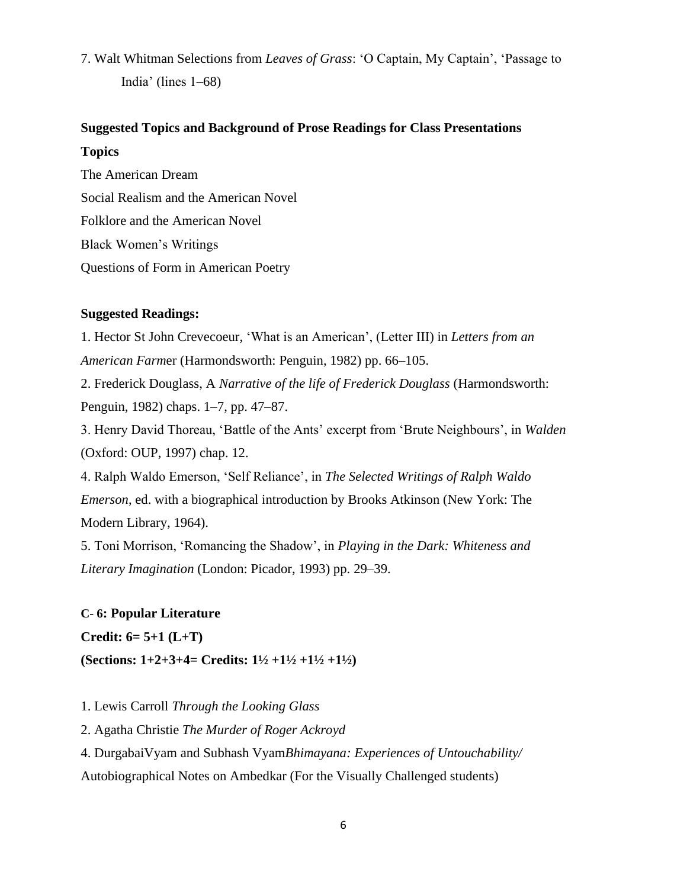7. Walt Whitman Selections from *Leaves of Grass*: 'O Captain, My Captain', 'Passage to India' (lines 1–68)

**Suggested Topics and Background of Prose Readings for Class Presentations**

**Topics**

The American Dream

Social Realism and the American Novel

Folklore and the American Novel

Black Women's Writings

Questions of Form in American Poetry

**Suggested Readings:**

1. Hector St John Crevecoeur, 'What is an American', (Letter III) in *Letters from an American Farm*er (Harmondsworth: Penguin, 1982) pp. 66–105.
2. Frederick Douglass, A *Narrative of the life of Frederick Douglass* (Harmondsworth: Penguin, 1982) chaps. 1–7, pp. 47–87.
3. Henry David Thoreau, 'Battle of the Ants' excerpt from 'Brute Neighbours', in *Walden* (Oxford: OUP, 1997) chap. 12.
4. Ralph Waldo Emerson, 'Self Reliance', in *The Selected Writings of Ralph Waldo Emerson*, ed. with a biographical introduction by Brooks Atkinson (New York: The Modern Library, 1964).
5. Toni Morrison, 'Romancing the Shadow', in *Playing in the Dark: Whiteness and Literary Imagination* (London: Picador, 1993) pp. 29–39.

**C- 6: Popular Literature**

**Credit: 6= 5+1 (L+T)**

**(Sections: 1+2+3+4= Credits: 1½ +1½ +1½ +1½)**

1. Lewis Carroll *Through the Looking Glass*
2. Agatha Christie *The Murder of Roger Ackroyd*
4. DurgabaiVyam and Subhash Vyam*Bhimayana: Experiences of Untouchability/* Autobiographical Notes on Ambedkar (For the Visually Challenged students)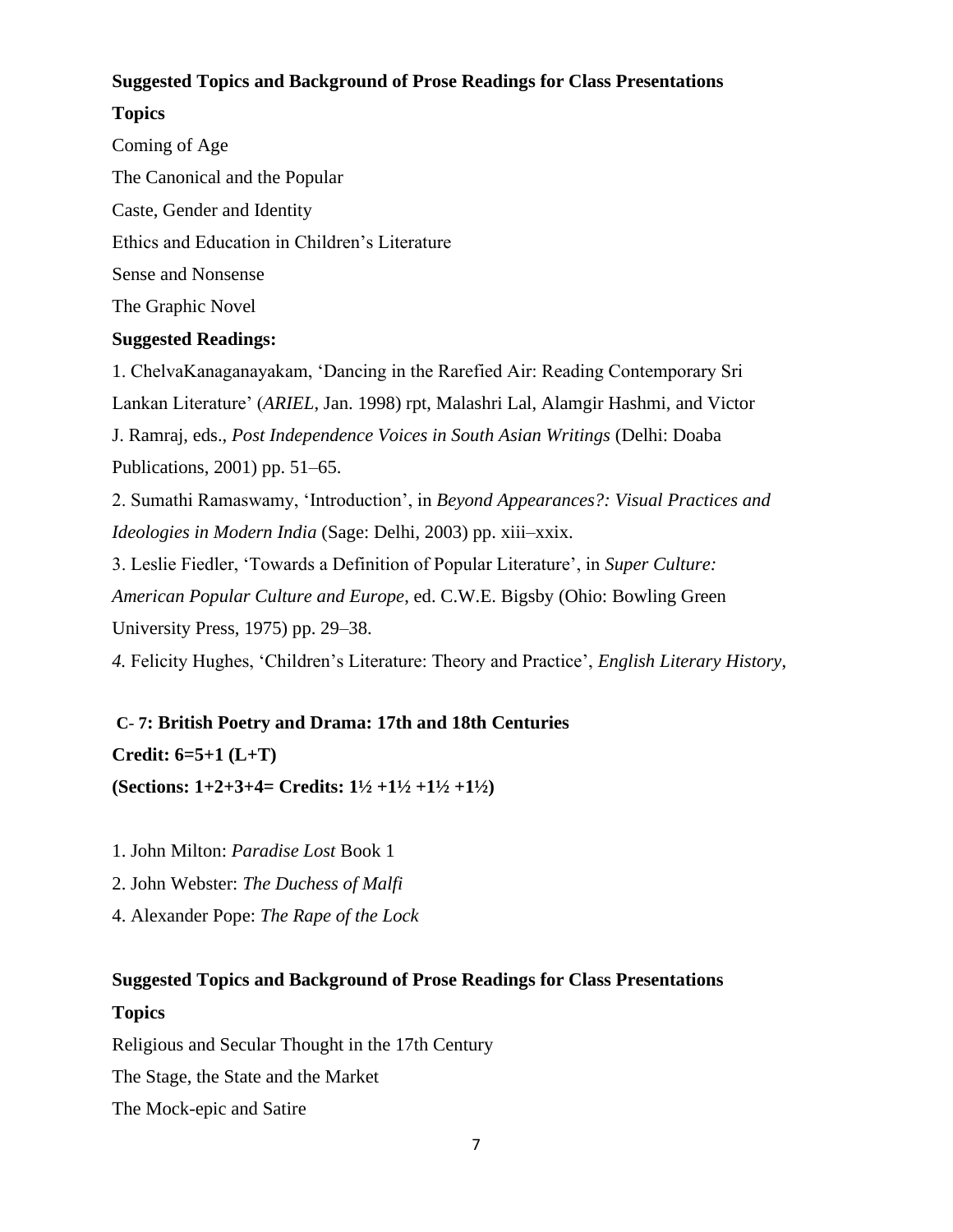**Suggested Topics and Background of Prose Readings for Class Presentations**

**Topics**

Coming of Age

The Canonical and the Popular

Caste, Gender and Identity

Ethics and Education in Children's Literature

Sense and Nonsense

The Graphic Novel

**Suggested Readings:**

1. ChelvaKanaganayakam, 'Dancing in the Rarefied Air: Reading Contemporary Sri Lankan Literature' (*ARIEL*, Jan. 1998) rpt, Malashri Lal, Alamgir Hashmi, and Victor J. Ramraj, eds., *Post Independence Voices in South Asian Writings* (Delhi: Doaba Publications, 2001) pp. 51–65.

2. Sumathi Ramaswamy, 'Introduction', in *Beyond Appearances?: Visual Practices and Ideologies in Modern India* (Sage: Delhi, 2003) pp. xiii–xxix.

3. Leslie Fiedler, 'Towards a Definition of Popular Literature', in *Super Culture: American Popular Culture and Europe*, ed. C.W.E. Bigsby (Ohio: Bowling Green University Press, 1975) pp. 29–38.

*4.* Felicity Hughes, 'Children's Literature: Theory and Practice', *English Literary History*,

**C- 7: British Poetry and Drama: 17th and 18th Centuries**

**Credit: 6=5+1 (L+T)**

**(Sections: 1+2+3+4= Credits: 1½ +1½ +1½ +1½)**

1. John Milton: *Paradise Lost* Book 1
2. John Webster: *The Duchess of Malfi*
4. Alexander Pope: *The Rape of the Lock*

**Suggested Topics and Background of Prose Readings for Class Presentations**

**Topics**

Religious and Secular Thought in the 17th Century

The Stage, the State and the Market

The Mock-epic and Satire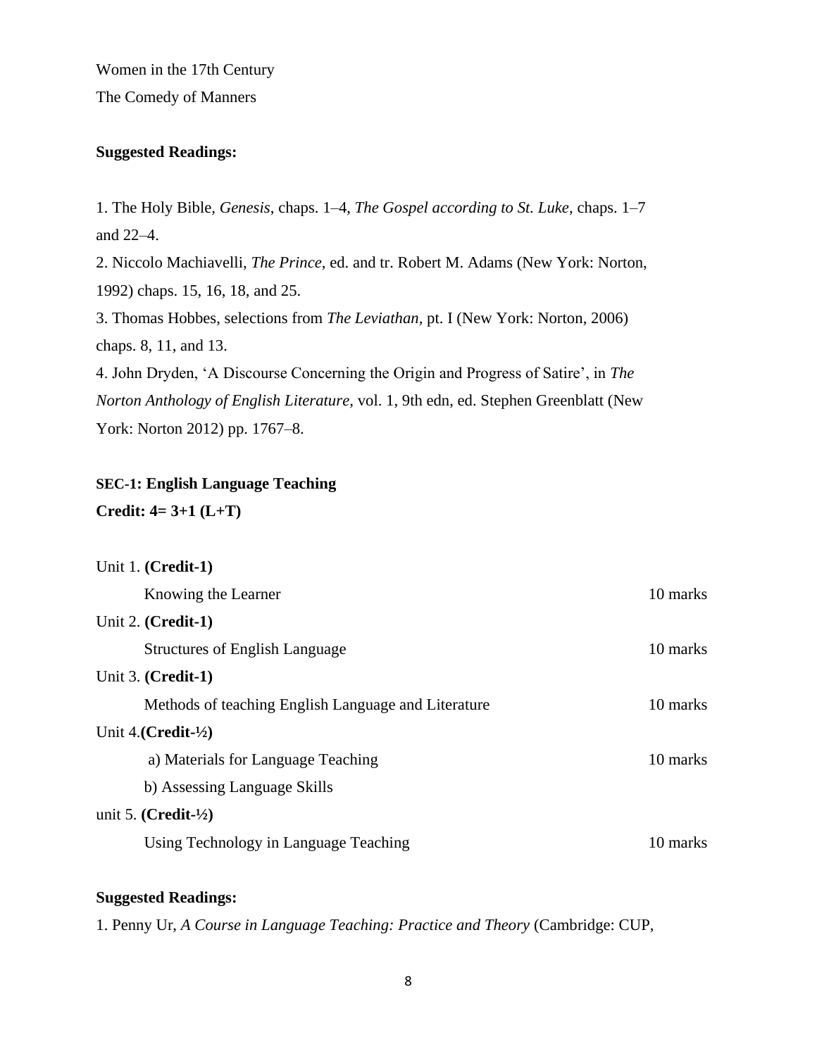Women in the 17th Century

The Comedy of Manners

**Suggested Readings:**

1. The Holy Bible, *Genesis*, chaps. 1–4, *The Gospel according to St. Luke*, chaps. 1–7 and 22–4.
2. Niccolo Machiavelli, *The Prince*, ed. and tr. Robert M. Adams (New York: Norton, 1992) chaps. 15, 16, 18, and 25.
3. Thomas Hobbes, selections from *The Leviathan,* pt. I (New York: Norton, 2006) chaps. 8, 11, and 13.
4. John Dryden, 'A Discourse Concerning the Origin and Progress of Satire', in *The Norton Anthology of English Literature,* vol. 1, 9th edn, ed. Stephen Greenblatt (New York: Norton 2012) pp. 1767–8.

**SEC-1: English Language Teaching**

**Credit: 4= 3+1 (L+T)**

| | |
|---|---|
| Unit 1. **(Credit-1)** | |
| Knowing the Learner | 10 marks |
| Unit 2. **(Credit-1)** | |
| Structures of English Language | 10 marks |
| Unit 3. **(Credit-1)** | |
| Methods of teaching English Language and Literature | 10 marks |
| Unit 4.**(Credit-½)** | |
| a) Materials for Language Teaching | 10 marks |
| b) Assessing Language Skills | |
| unit 5. **(Credit-½)** | |
| Using Technology in Language Teaching | 10 marks |

**Suggested Readings:**

1. Penny Ur, *A Course in Language Teaching: Practice and Theory* (Cambridge: CUP,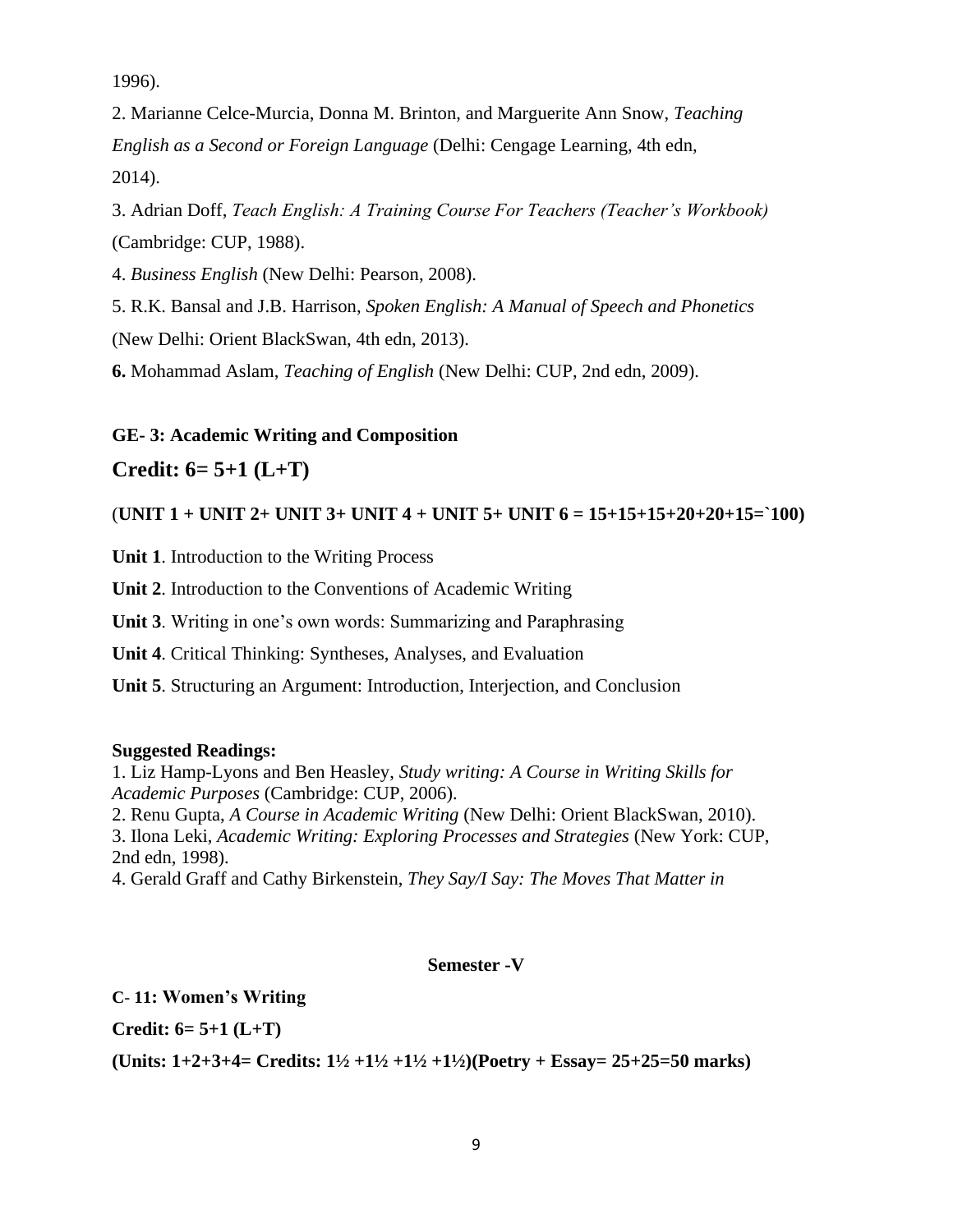1996).

2. Marianne Celce-Murcia, Donna M. Brinton, and Marguerite Ann Snow, *Teaching English as a Second or Foreign Language* (Delhi: Cengage Learning, 4th edn, 2014).

3. Adrian Doff, *Teach English: A Training Course For Teachers (Teacher's Workbook)* (Cambridge: CUP, 1988).

4. *Business English* (New Delhi: Pearson, 2008).

5. R.K. Bansal and J.B. Harrison, *Spoken English: A Manual of Speech and Phonetics* (New Delhi: Orient BlackSwan, 4th edn, 2013).

**6.** Mohammad Aslam, *Teaching of English* (New Delhi: CUP, 2nd edn, 2009).

**GE- 3: Academic Writing and Composition**

## Credit: 6= 5+1 (L+T)

(**UNIT 1 + UNIT 2+ UNIT 3+ UNIT 4 + UNIT 5+ UNIT 6 = 15+15+15+20+20+15=`100)**

**Unit 1**. Introduction to the Writing Process

**Unit 2**. Introduction to the Conventions of Academic Writing

**Unit 3**. Writing in one's own words: Summarizing and Paraphrasing

**Unit 4**. Critical Thinking: Syntheses, Analyses, and Evaluation

**Unit 5**. Structuring an Argument: Introduction, Interjection, and Conclusion

**Suggested Readings:**

1. Liz Hamp-Lyons and Ben Heasley, *Study writing: A Course in Writing Skills for Academic Purposes* (Cambridge: CUP, 2006).
2. Renu Gupta, *A Course in Academic Writing* (New Delhi: Orient BlackSwan, 2010).
3. Ilona Leki, *Academic Writing: Exploring Processes and Strategies* (New York: CUP, 2nd edn, 1998).
4. Gerald Graff and Cathy Birkenstein, *They Say/I Say: The Moves That Matter in*

**Semester -V**

**C- 11: Women's Writing**

**Credit: 6= 5+1 (L+T)**

**(Units: 1+2+3+4= Credits: 1½ +1½ +1½ +1½)(Poetry + Essay= 25+25=50 marks)**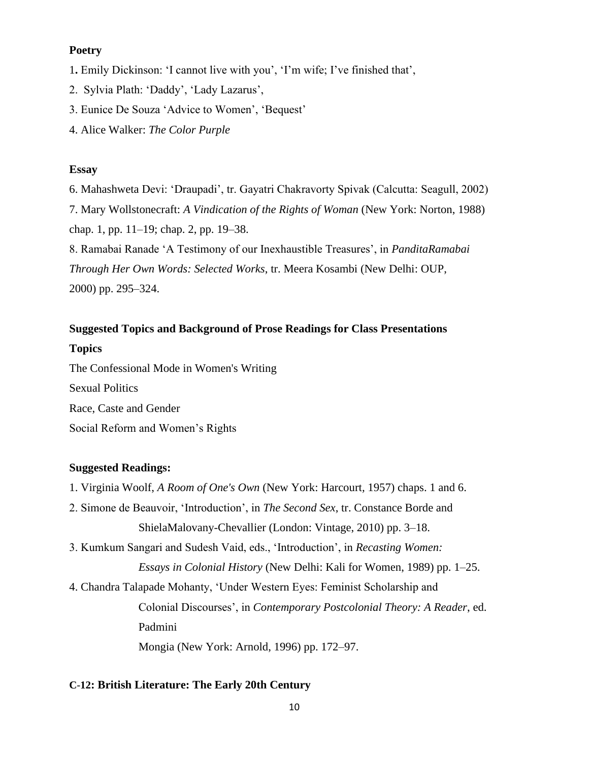**Poetry**

1. Emily Dickinson: ‘I cannot live with you’, ‘I’m wife; I’ve finished that’,

2. Sylvia Plath: ‘Daddy’, ‘Lady Lazarus’,

3. Eunice De Souza ‘Advice to Women’, ‘Bequest’

4. Alice Walker: *The Color Purple*

**Essay**

6. Mahashweta Devi: ‘Draupadi’, tr. Gayatri Chakravorty Spivak (Calcutta: Seagull, 2002)

7. Mary Wollstonecraft: *A Vindication of the Rights of Woman* (New York: Norton, 1988) chap. 1, pp. 11–19; chap. 2, pp. 19–38.

8. Ramabai Ranade ‘A Testimony of our Inexhaustible Treasures’, in *PanditaRamabai Through Her Own Words: Selected Works*, tr. Meera Kosambi (New Delhi: OUP, 2000) pp. 295–324.

**Suggested Topics and Background of Prose Readings for Class Presentations**

**Topics**

The Confessional Mode in Women's Writing

Sexual Politics

Race, Caste and Gender

Social Reform and Women’s Rights

**Suggested Readings:**

1. Virginia Woolf, *A Room of One's Own* (New York: Harcourt, 1957) chaps. 1 and 6.

2. Simone de Beauvoir, ‘Introduction’, in *The Second Sex*, tr. Constance Borde and ShielaMalovany-Chevallier (London: Vintage, 2010) pp. 3–18.

3. Kumkum Sangari and Sudesh Vaid, eds., ‘Introduction’, in *Recasting Women: Essays in Colonial History* (New Delhi: Kali for Women, 1989) pp. 1–25.

4. Chandra Talapade Mohanty, ‘Under Western Eyes: Feminist Scholarship and Colonial Discourses’, in *Contemporary Postcolonial Theory: A Reader*, ed. Padmini Mongia (New York: Arnold, 1996) pp. 172–97.

**C-12: British Literature: The Early 20th Century**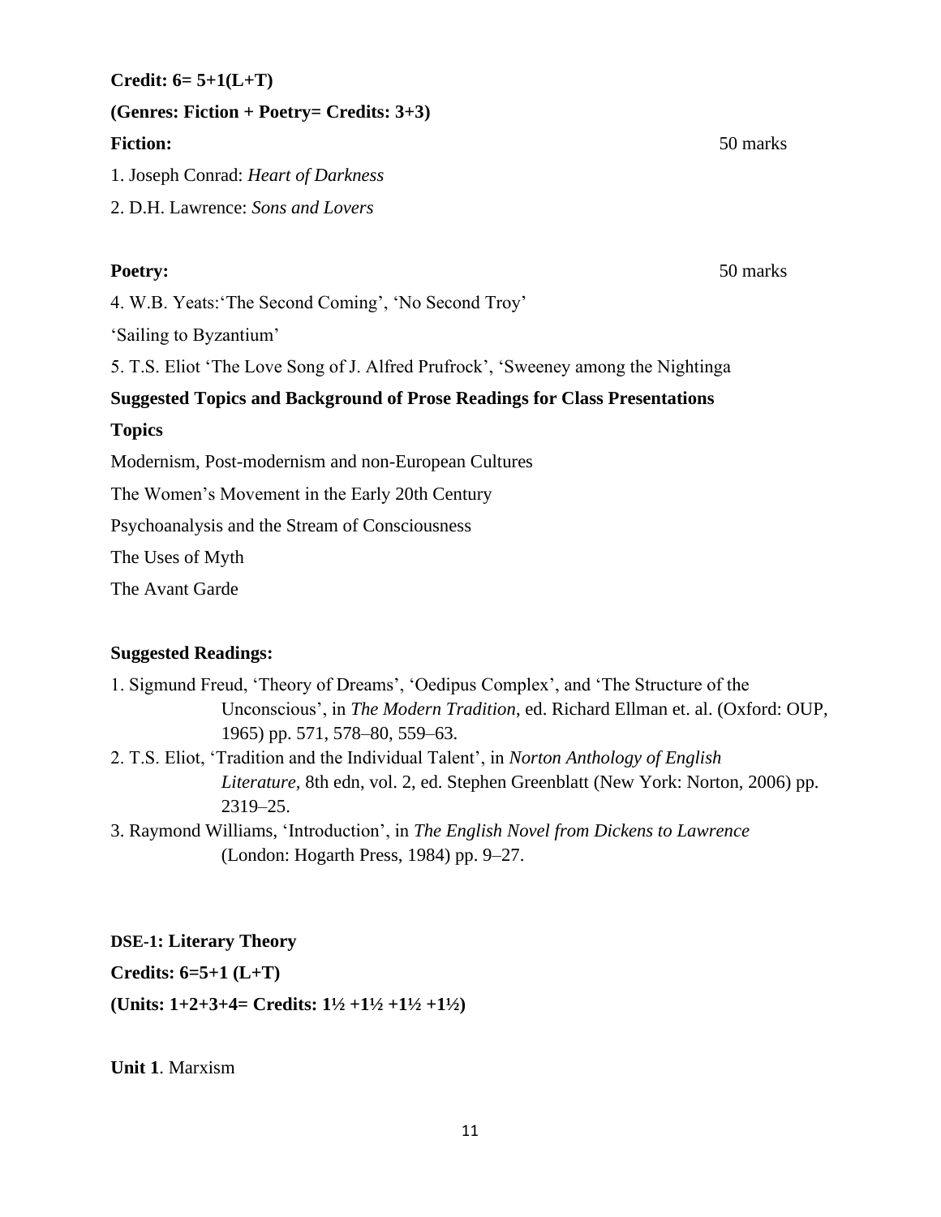**Credit: 6= 5+1(L+T)**

**(Genres: Fiction + Poetry= Credits: 3+3)**

**Fiction:** 50 marks

1. Joseph Conrad: *Heart of Darkness*
2. D.H. Lawrence: *Sons and Lovers*

**Poetry:** 50 marks

4. W.B. Yeats:'The Second Coming', 'No Second Troy'

'Sailing to Byzantium'

5. T.S. Eliot 'The Love Song of J. Alfred Prufrock', 'Sweeney among the Nightinga

**Suggested Topics and Background of Prose Readings for Class Presentations**

**Topics**

Modernism, Post-modernism and non-European Cultures

The Women's Movement in the Early 20th Century

Psychoanalysis and the Stream of Consciousness

The Uses of Myth

The Avant Garde

**Suggested Readings:**

1. Sigmund Freud, 'Theory of Dreams', 'Oedipus Complex', and 'The Structure of the Unconscious', in *The Modern Tradition*, ed. Richard Ellman et. al. (Oxford: OUP, 1965) pp. 571, 578–80, 559–63.
2. T.S. Eliot, 'Tradition and the Individual Talent', in *Norton Anthology of English Literature,* 8th edn, vol. 2, ed. Stephen Greenblatt (New York: Norton, 2006) pp. 2319–25.
3. Raymond Williams, 'Introduction', in *The English Novel from Dickens to Lawrence* (London: Hogarth Press, 1984) pp. 9–27.

**DSE-1: Literary Theory**

**Credits: 6=5+1 (L+T)**

**(Units: 1+2+3+4= Credits: 1½ +1½ +1½ +1½)**

**Unit 1**. Marxism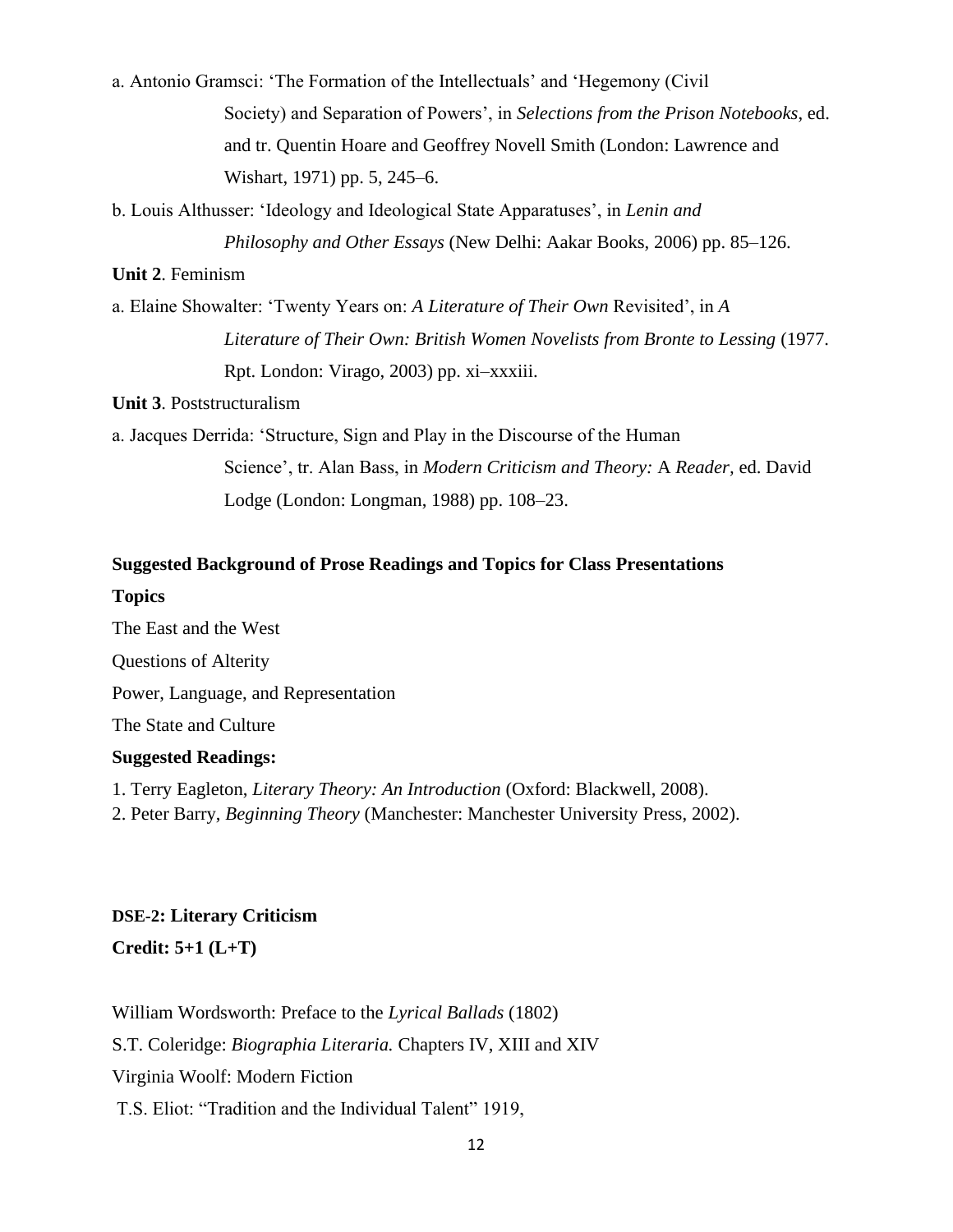a. Antonio Gramsci: 'The Formation of the Intellectuals' and 'Hegemony (Civil Society) and Separation of Powers', in *Selections from the Prison Notebooks*, ed. and tr. Quentin Hoare and Geoffrey Novell Smith (London: Lawrence and Wishart, 1971) pp. 5, 245–6.

b. Louis Althusser: 'Ideology and Ideological State Apparatuses', in *Lenin and Philosophy and Other Essays* (New Delhi: Aakar Books, 2006) pp. 85–126.

**Unit 2**. Feminism

a. Elaine Showalter: 'Twenty Years on: *A Literature of Their Own* Revisited', in *A Literature of Their Own: British Women Novelists from Bronte to Lessing* (1977. Rpt. London: Virago, 2003) pp. xi–xxxiii.

**Unit 3**. Poststructuralism

a. Jacques Derrida: 'Structure, Sign and Play in the Discourse of the Human Science', tr. Alan Bass, in *Modern Criticism and Theory:* A *Reader,* ed. David Lodge (London: Longman, 1988) pp. 108–23.

**Suggested Background of Prose Readings and Topics for Class Presentations**

**Topics**

The East and the West

Questions of Alterity

Power, Language, and Representation

The State and Culture

**Suggested Readings:**

1. Terry Eagleton, *Literary Theory: An Introduction* (Oxford: Blackwell, 2008).
2. Peter Barry, *Beginning Theory* (Manchester: Manchester University Press, 2002).

**DSE-2: Literary Criticism**

**Credit: 5+1 (L+T)**

William Wordsworth: Preface to the *Lyrical Ballads* (1802)

S.T. Coleridge: *Biographia Literaria.* Chapters IV, XIII and XIV

Virginia Woolf: Modern Fiction

T.S. Eliot: "Tradition and the Individual Talent" 1919,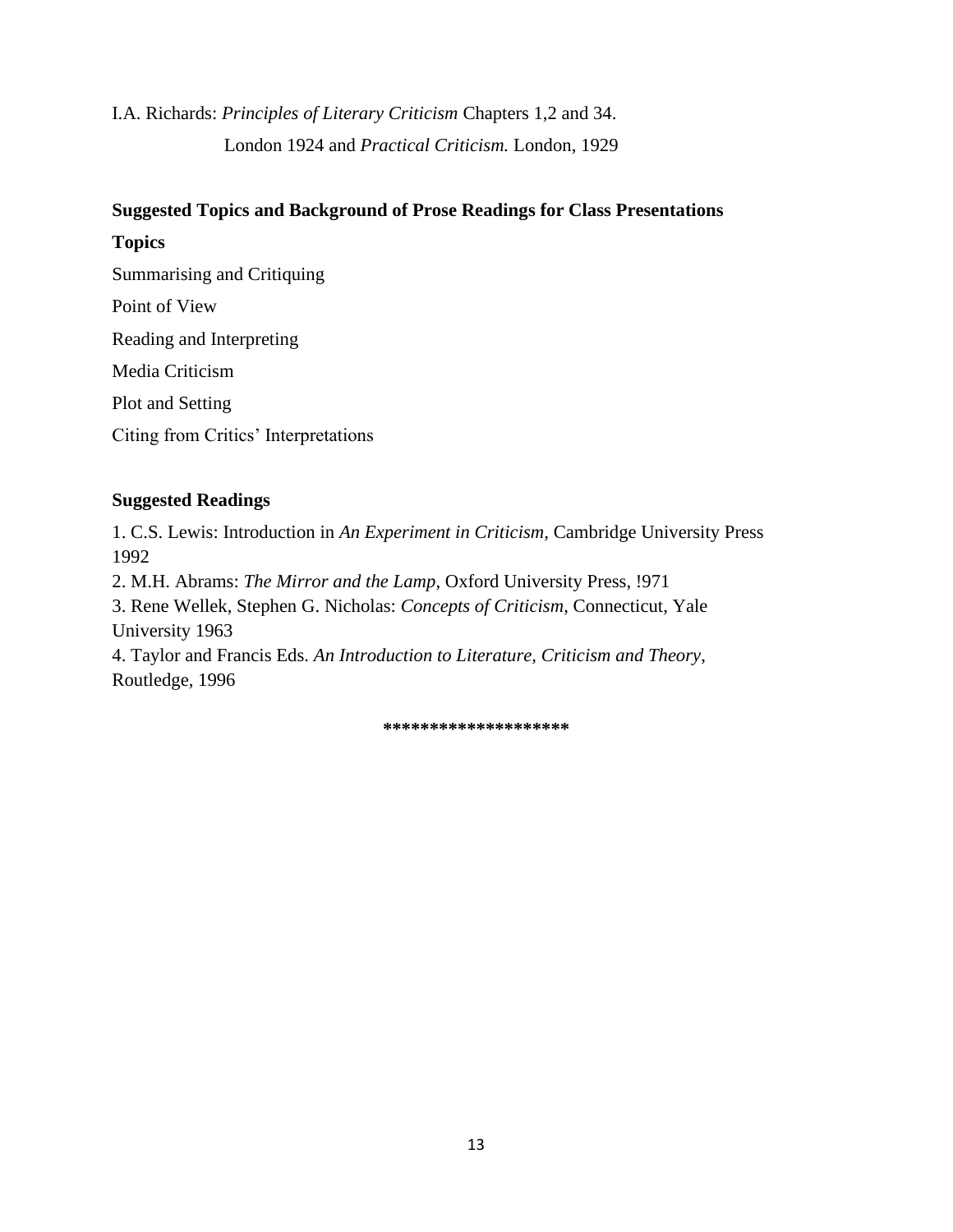I.A. Richards: *Principles of Literary Criticism* Chapters 1,2 and 34.
London 1924 and *Practical Criticism.* London, 1929

**Suggested Topics and Background of Prose Readings for Class Presentations**

**Topics**

Summarising and Critiquing

Point of View

Reading and Interpreting

Media Criticism

Plot and Setting

Citing from Critics' Interpretations

**Suggested Readings**

1. C.S. Lewis: Introduction in *An Experiment in Criticism,* Cambridge University Press 1992
2. M.H. Abrams: *The Mirror and the Lamp*, Oxford University Press, !971
3. Rene Wellek, Stephen G. Nicholas: *Concepts of Criticism*, Connecticut, Yale University 1963
4. Taylor and Francis Eds. *An Introduction to Literature, Criticism and Theory*, Routledge, 1996

*******************